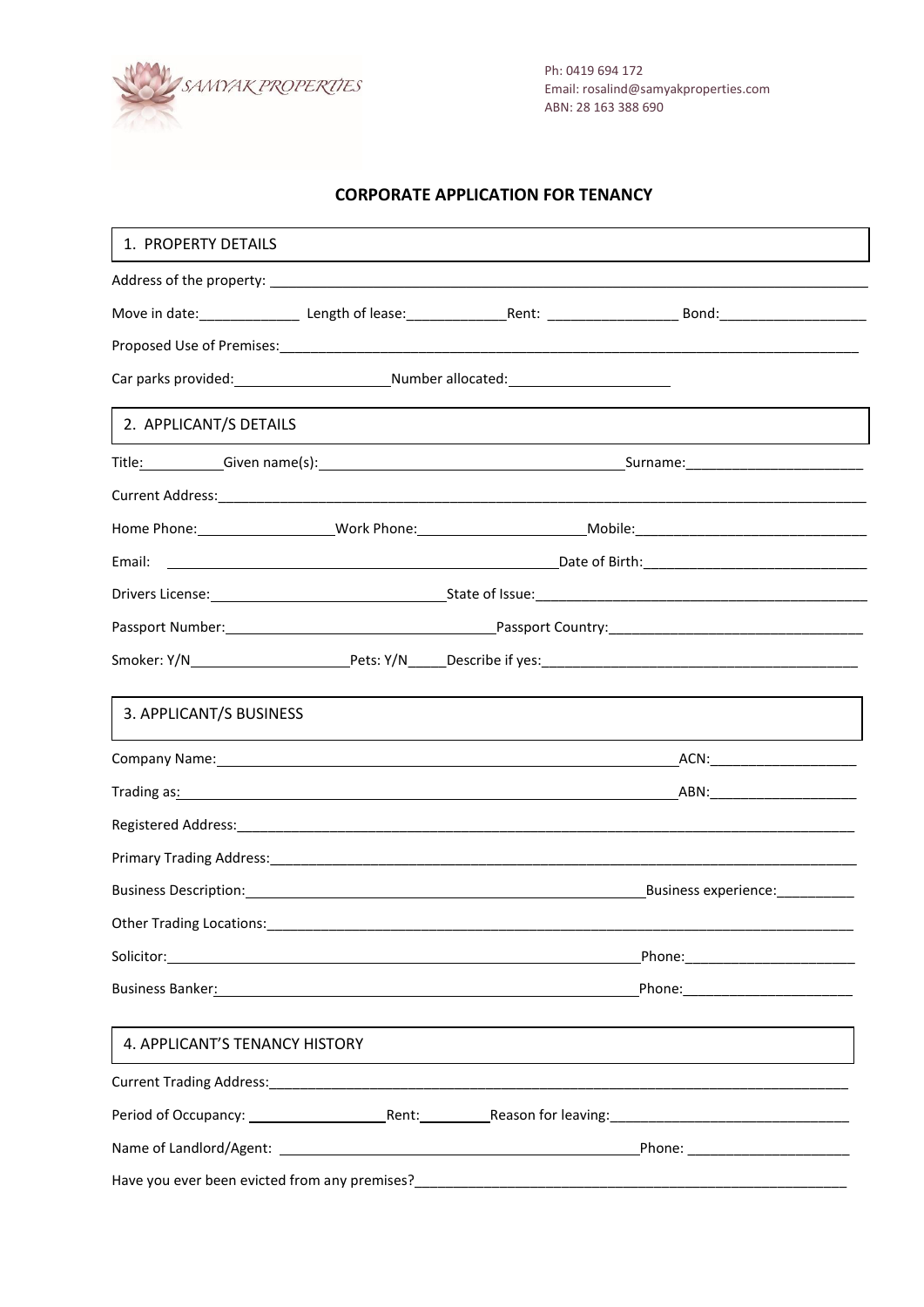SAMYAK PROPERTIES

Ph: 0419 694 172
Email: rosalind@samyakproperties.com
ABN: 28 163 388 690

# CORPORATE APPLICATION FOR TENANCY

## 1. PROPERTY DETAILS

Address of the property: ______________________________

Move in date:______________ Length of lease:______________ Rent: ______________ Bond:______________

Proposed Use of Premises:______________________________

Car parks provided:______________ Number allocated:______________

## 2. APPLICANT/S DETAILS

Title:__________ Given name(s):______________________________ Surname:______________

Current Address:______________________________

Home Phone:______________ Work Phone:______________ Mobile:______________

Email: ______________________________ Date of Birth:______________

Drivers License:______________ State of Issue:______________

Passport Number:______________ Passport Country:______________

Smoker: Y/N______________ Pets: Y/N_____ Describe if yes:______________

## 3. APPLICANT/S BUSINESS

Company Name:______________________________ ACN:______________

Trading as:______________________________ ABN:______________

Registered Address:______________________________

Primary Trading Address:______________________________

Business Description:______________________________ Business experience:__________

Other Trading Locations:______________________________

Solicitor:______________________________ Phone:______________

Business Banker:______________________________ Phone:______________

## 4. APPLICANT'S TENANCY HISTORY

Current Trading Address:______________________________

Period of Occupancy: ______________ Rent:__________ Reason for leaving:______________

Name of Landlord/Agent: ______________________________ Phone: ______________

Have you ever been evicted from any premises?______________________________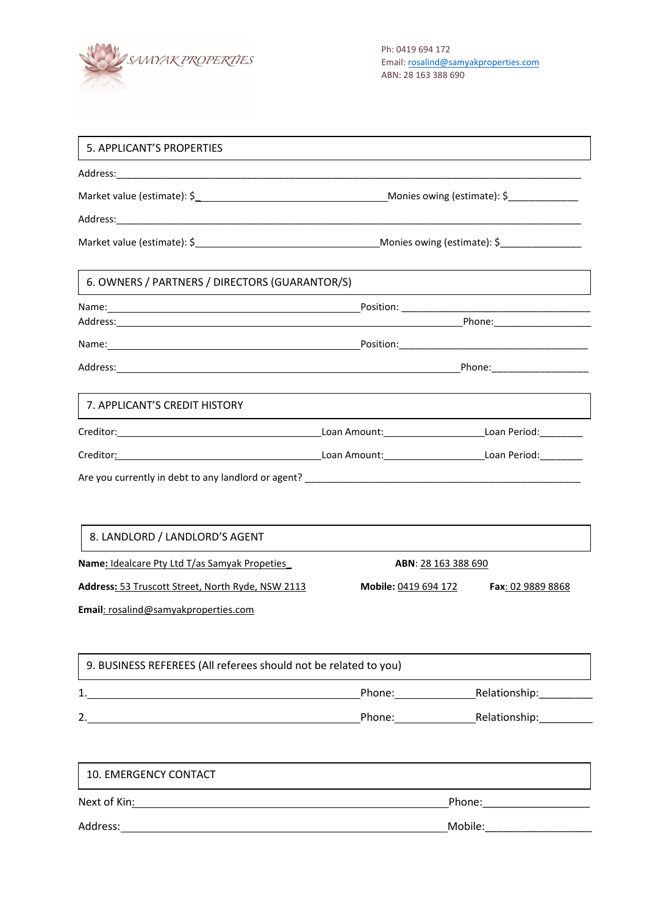SAMYAK PROPERTIES

Ph: 0419 694 172
Email: rosalind@samyakproperties.com
ABN: 28 163 388 690

## 5. APPLICANT'S PROPERTIES

Address:_______________________________________________________________________________

Market value (estimate): $_________________________________Monies owing (estimate): $_____________

Address:_______________________________________________________________________________

Market value (estimate): $_________________________________Monies owing (estimate): $_______________

## 6. OWNERS / PARTNERS / DIRECTORS (GUARANTOR/S)

Name:_____________________________________________Position: _____________________________________
Address:____________________________________________________________Phone:_________________

Name:_____________________________________________Position:_____________________________________

Address:___________________________________________________________Phone:__________________

## 7. APPLICANT'S CREDIT HISTORY

Creditor:____________________________________Loan Amount:__________________Loan Period:________

Creditor:____________________________________Loan Amount:__________________Loan Period:________

Are you currently in debt to any landlord or agent? ____________________________________________________

## 8. LANDLORD / LANDLORD'S AGENT

**Name:** Idealcare Pty Ltd T/as Samyak Propeties

**ABN**: 28 163 388 690

**Address:** 53 Truscott Street, North Ryde, NSW 2113

**Mobile:** 0419 694 172

**Fax**: 02 9889 8868

**Email**: rosalind@samyakproperties.com

## 9. BUSINESS REFEREES (All referees should not be related to you)

1.______________________________________________Phone:______________Relationship:_________

2.______________________________________________Phone:______________Relationship:_________

## 10. EMERGENCY CONTACT

Next of Kin:______________________________________________________Phone:__________________

Address:_________________________________________________________Mobile:__________________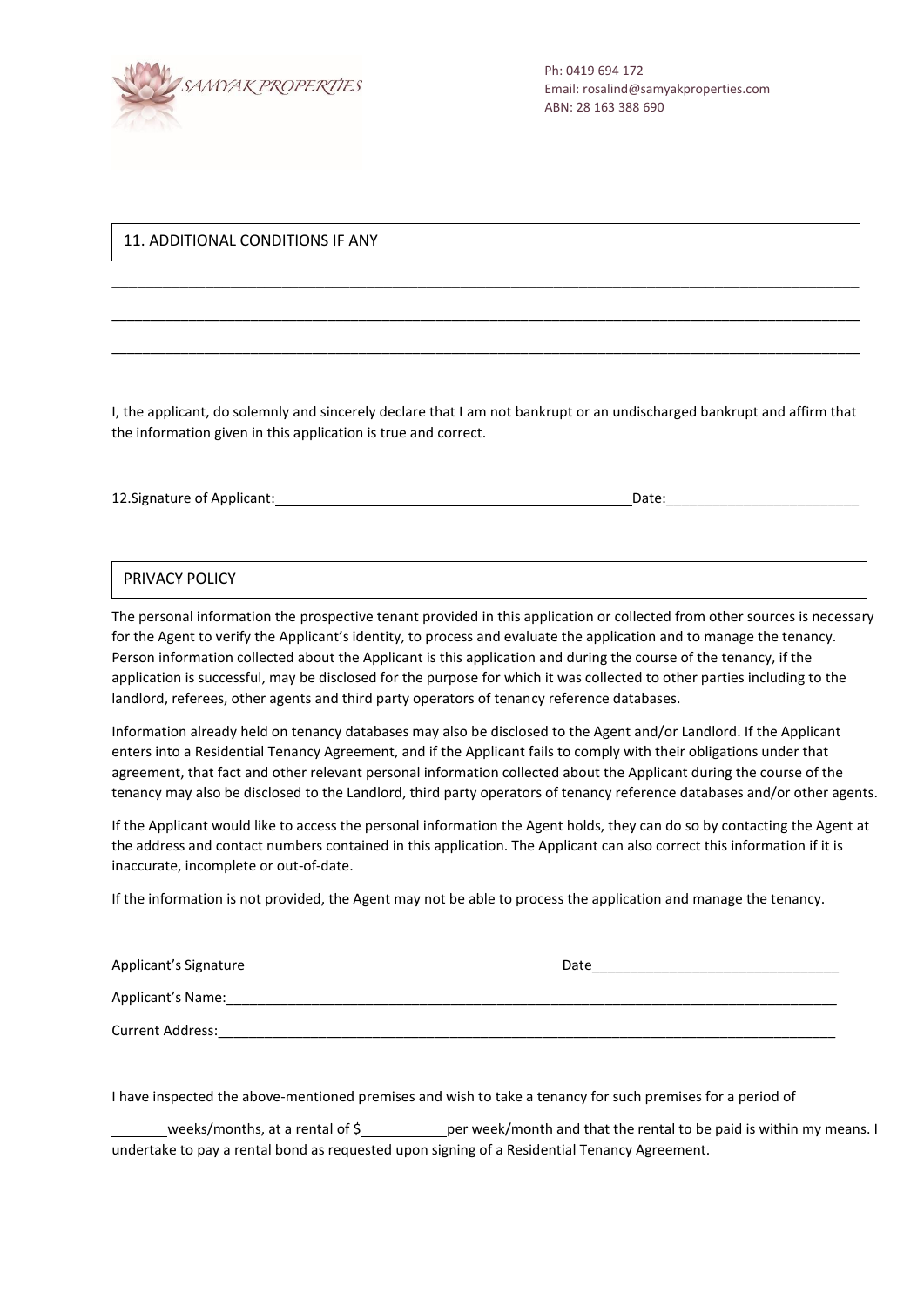SAMYAK PROPERTIES

Ph: 0419 694 172
Email: rosalind@samyakproperties.com
ABN: 28 163 388 690

## 11. ADDITIONAL CONDITIONS IF ANY

_______________________________________________________________________________________________

_______________________________________________________________________________________________

_______________________________________________________________________________________________

I, the applicant, do solemnly and sincerely declare that I am not bankrupt or an undischarged bankrupt and affirm that the information given in this application is true and correct.

12.Signature of Applicant:_______________________________________________Date:_________________________

## PRIVACY POLICY

The personal information the prospective tenant provided in this application or collected from other sources is necessary for the Agent to verify the Applicant's identity, to process and evaluate the application and to manage the tenancy. Person information collected about the Applicant is this application and during the course of the tenancy, if the application is successful, may be disclosed for the purpose for which it was collected to other parties including to the landlord, referees, other agents and third party operators of tenancy reference databases.

Information already held on tenancy databases may also be disclosed to the Agent and/or Landlord. If the Applicant enters into a Residential Tenancy Agreement, and if the Applicant fails to comply with their obligations under that agreement, that fact and other relevant personal information collected about the Applicant during the course of the tenancy may also be disclosed to the Landlord, third party operators of tenancy reference databases and/or other agents.

If the Applicant would like to access the personal information the Agent holds, they can do so by contacting the Agent at the address and contact numbers contained in this application. The Applicant can also correct this information if it is inaccurate, incomplete or out-of-date.

If the information is not provided, the Agent may not be able to process the application and manage the tenancy.

Applicant's Signature__________________________________________Date________________________________

Applicant's Name:_____________________________________________________________________________________

Current Address:_____________________________________________________________________________________

I have inspected the above-mentioned premises and wish to take a tenancy for such premises for a period of

_______weeks/months, at a rental of $___________per week/month and that the rental to be paid is within my means. I undertake to pay a rental bond as requested upon signing of a Residential Tenancy Agreement.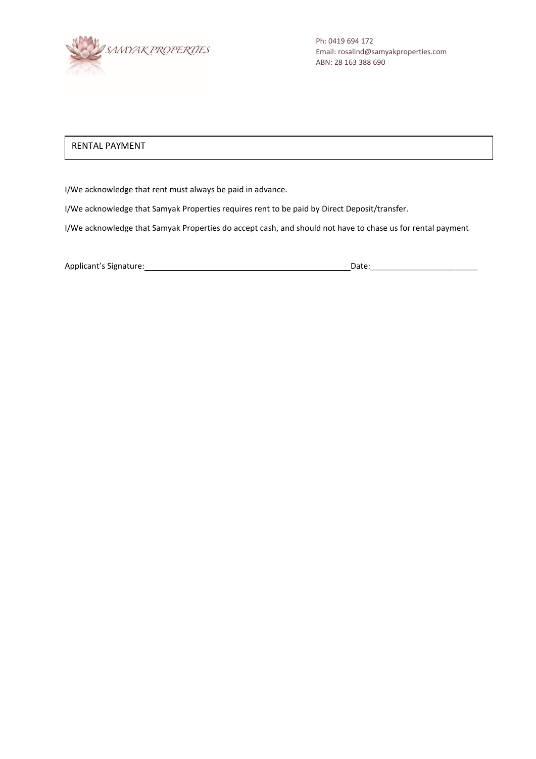SAMYAK PROPERTIES

Ph: 0419 694 172
Email: rosalind@samyakproperties.com
ABN: 28 163 388 690

## RENTAL PAYMENT

I/We acknowledge that rent must always be paid in advance.

I/We acknowledge that Samyak Properties requires rent to be paid by Direct Deposit/transfer.

I/We acknowledge that Samyak Properties do accept cash, and should not have to chase us for rental payment

Applicant's Signature:_______________________________________________ Date:________________________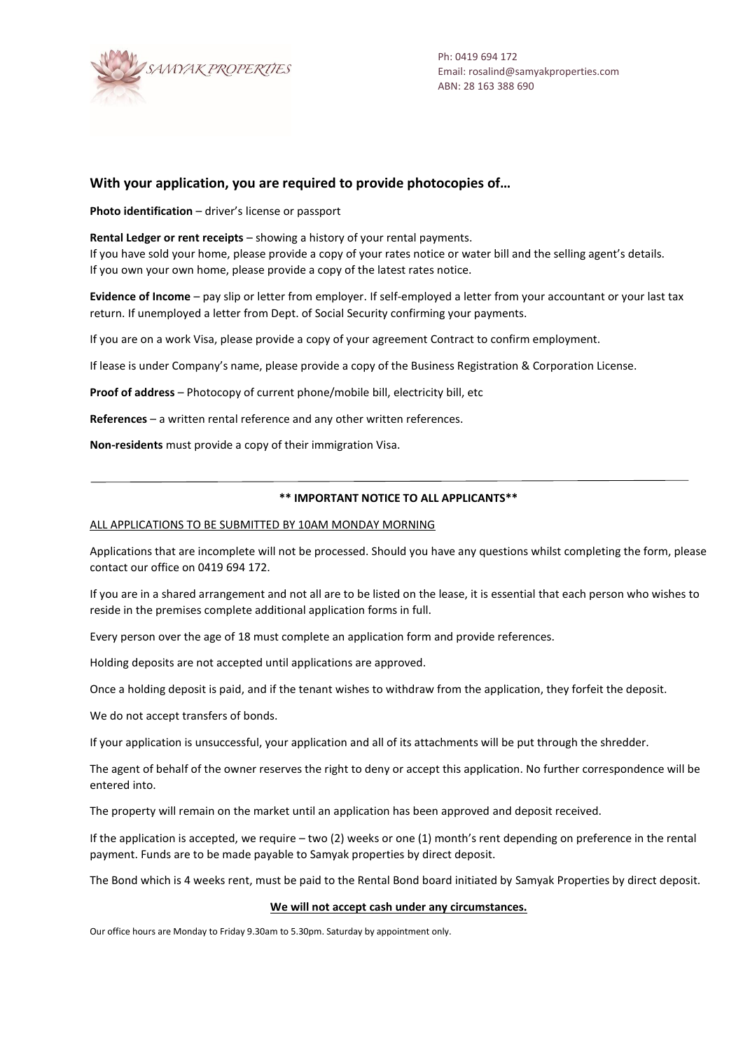SAMYAK PROPERTIES

Ph: 0419 694 172
Email: rosalind@samyakproperties.com
ABN: 28 163 388 690

## With your application, you are required to provide photocopies of…

**Photo identification** – driver's license or passport

**Rental Ledger or rent receipts** – showing a history of your rental payments.
If you have sold your home, please provide a copy of your rates notice or water bill and the selling agent's details.
If you own your own home, please provide a copy of the latest rates notice.

**Evidence of Income** – pay slip or letter from employer. If self-employed a letter from your accountant or your last tax return. If unemployed a letter from Dept. of Social Security confirming your payments.

If you are on a work Visa, please provide a copy of your agreement Contract to confirm employment.

If lease is under Company's name, please provide a copy of the Business Registration & Corporation License.

**Proof of address** – Photocopy of current phone/mobile bill, electricity bill, etc

**References** – a written rental reference and any other written references.

**Non-residents** must provide a copy of their immigration Visa.

---

**\*\* IMPORTANT NOTICE TO ALL APPLICANTS\*\***

<u>ALL APPLICATIONS TO BE SUBMITTED BY 10AM MONDAY MORNING</u>

Applications that are incomplete will not be processed. Should you have any questions whilst completing the form, please contact our office on 0419 694 172.

If you are in a shared arrangement and not all are to be listed on the lease, it is essential that each person who wishes to reside in the premises complete additional application forms in full.

Every person over the age of 18 must complete an application form and provide references.

Holding deposits are not accepted until applications are approved.

Once a holding deposit is paid, and if the tenant wishes to withdraw from the application, they forfeit the deposit.

We do not accept transfers of bonds.

If your application is unsuccessful, your application and all of its attachments will be put through the shredder.

The agent of behalf of the owner reserves the right to deny or accept this application. No further correspondence will be entered into.

The property will remain on the market until an application has been approved and deposit received.

If the application is accepted, we require – two (2) weeks or one (1) month's rent depending on preference in the rental payment. Funds are to be made payable to Samyak properties by direct deposit.

The Bond which is 4 weeks rent, must be paid to the Rental Bond board initiated by Samyak Properties by direct deposit.

**<u>We will not accept cash under any circumstances.</u>**

Our office hours are Monday to Friday 9.30am to 5.30pm. Saturday by appointment only.